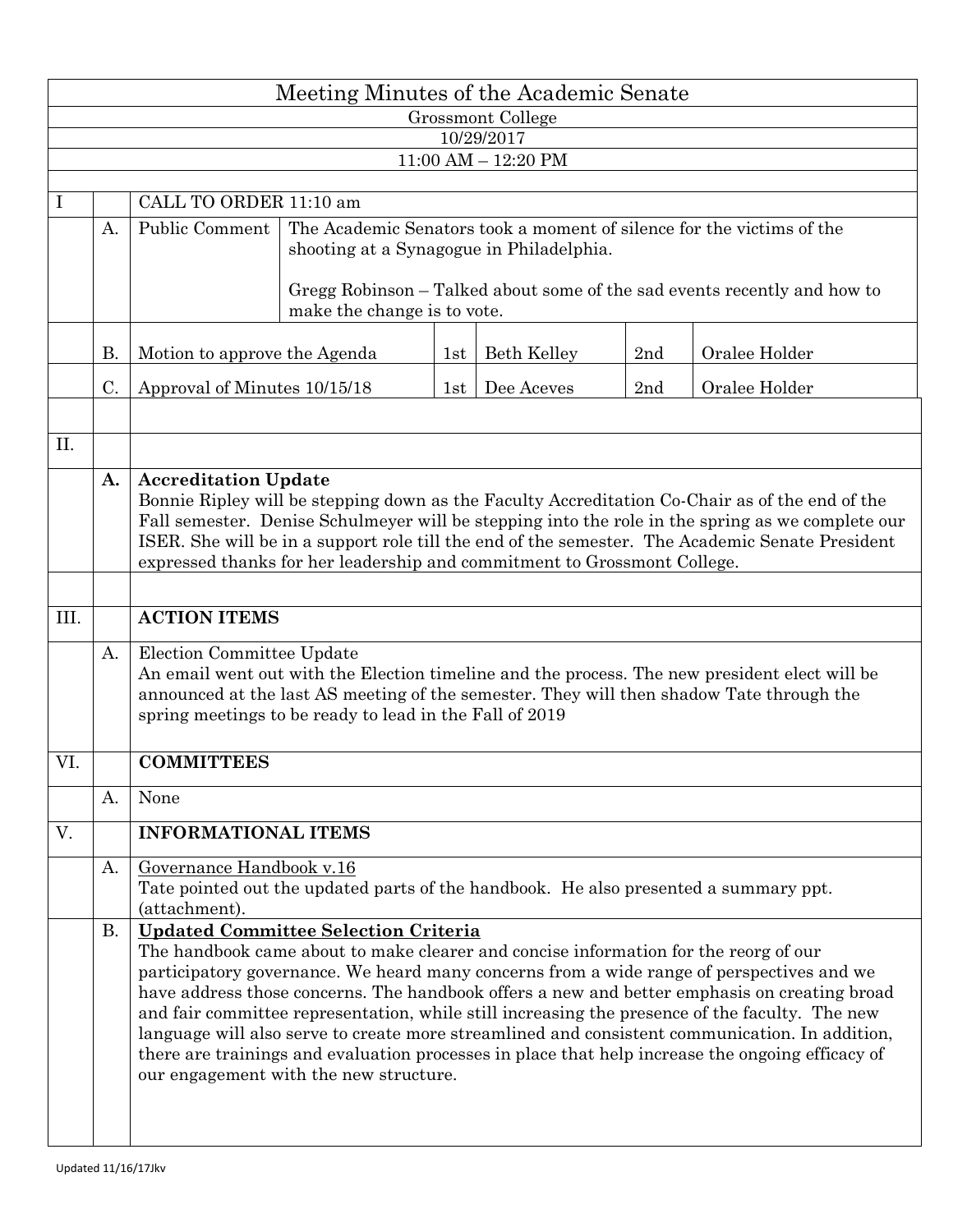# Meeting Minutes of the Academic Senate

Grossmont College

10/29/2017

11:00 AM – 12:20 PM

| | | | | | | | |
|---|---|---|---|---|---|---|---|
| I | | CALL TO ORDER 11:10 am | | | | | |
| | A. | Public Comment | The Academic Senators took a moment of silence for the victims of the shooting at a Synagogue in Philadelphia.<br><br>Gregg Robinson – Talked about some of the sad events recently and how to make the change is to vote. | | | | |
| | B. | Motion to approve the Agenda | | 1st | Beth Kelley | 2nd | Oralee Holder |
| | C. | Approval of Minutes 10/15/18 | | 1st | Dee Aceves | 2nd | Oralee Holder |

| | | |
|---|---|---|
| II. | | |
| | **A.** | **Accreditation Update**<br>Bonnie Ripley will be stepping down as the Faculty Accreditation Co-Chair as of the end of the Fall semester. Denise Schulmeyer will be stepping into the role in the spring as we complete our ISER. She will be in a support role till the end of the semester. The Academic Senate President expressed thanks for her leadership and commitment to Grossmont College. |
| III. | | **ACTION ITEMS** |
| | A. | Election Committee Update<br>An email went out with the Election timeline and the process. The new president elect will be announced at the last AS meeting of the semester. They will then shadow Tate through the spring meetings to be ready to lead in the Fall of 2019 |
| VI. | | **COMMITTEES** |
| | A. | None |
| V. | | **INFORMATIONAL ITEMS** |
| | A. | Governance Handbook v.16<br>Tate pointed out the updated parts of the handbook. He also presented a summary ppt. (attachment). |
| | B. | **Updated Committee Selection Criteria**<br>The handbook came about to make clearer and concise information for the reorg of our participatory governance. We heard many concerns from a wide range of perspectives and we have address those concerns. The handbook offers a new and better emphasis on creating broad and fair committee representation, while still increasing the presence of the faculty. The new language will also serve to create more streamlined and consistent communication. In addition, there are trainings and evaluation processes in place that help increase the ongoing efficacy of our engagement with the new structure. |

Updated 11/16/17Jkv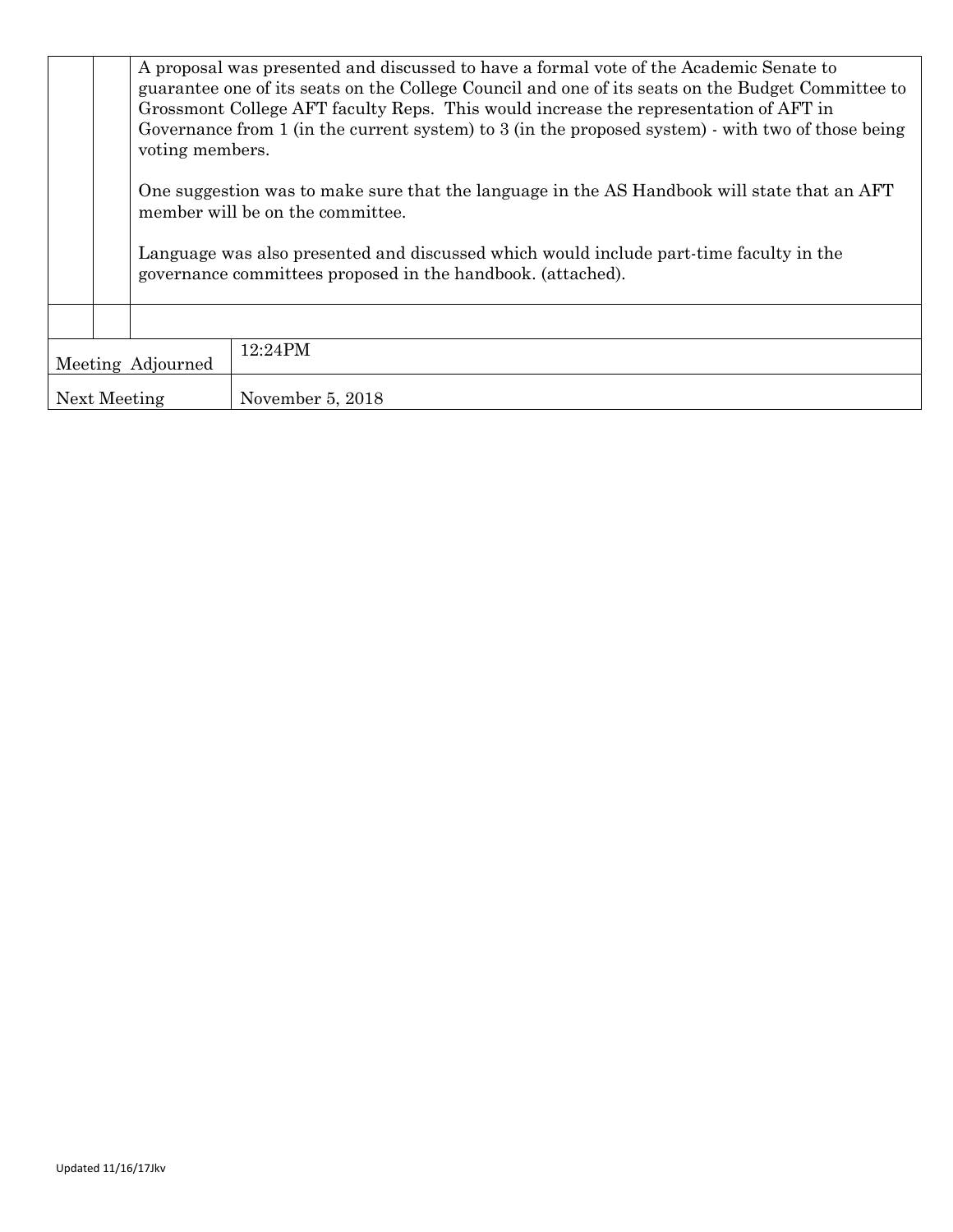| | | |
|---|---|---|
| | | A proposal was presented and discussed to have a formal vote of the Academic Senate to guarantee one of its seats on the College Council and one of its seats on the Budget Committee to Grossmont College AFT faculty Reps. This would increase the representation of AFT in Governance from 1 (in the current system) to 3 (in the proposed system) - with two of those being voting members.<br><br>One suggestion was to make sure that the language in the AS Handbook will state that an AFT member will be on the committee.<br><br>Language was also presented and discussed which would include part-time faculty in the governance committees proposed in the handbook. (attached). |
| | | |

| | |
|---|---|
| Meeting Adjourned | 12:24PM |
| Next Meeting | November 5, 2018 |

Updated 11/16/17Jkv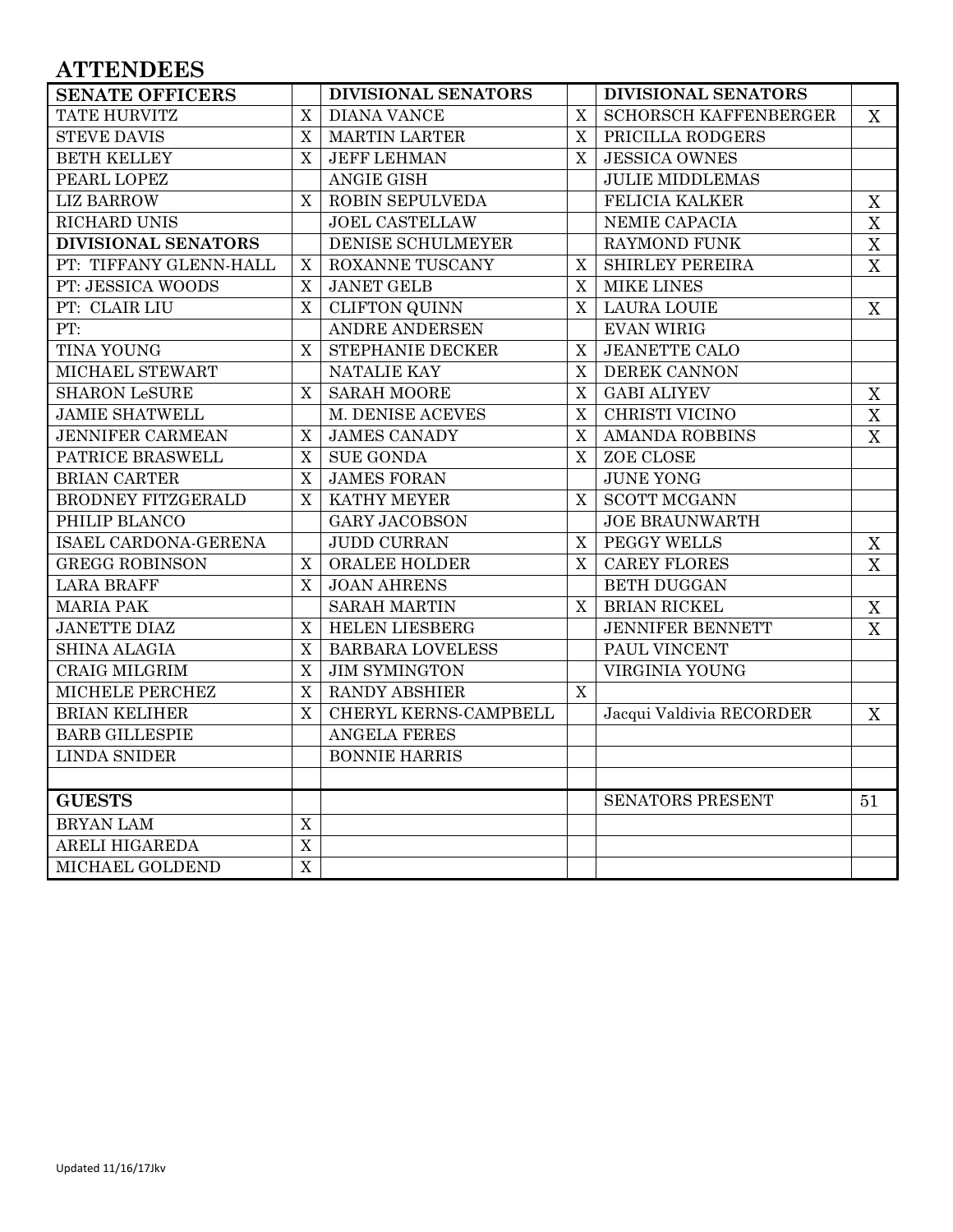## ATTENDEES

| SENATE OFFICERS | | DIVISIONAL SENATORS | | DIVISIONAL SENATORS | |
|---|---|---|---|---|---|
| TATE HURVITZ | X | DIANA VANCE | X | SCHORSCH KAFFENBERGER | X |
| STEVE DAVIS | X | MARTIN LARTER | X | PRICILLA RODGERS | |
| BETH KELLEY | X | JEFF LEHMAN | X | JESSICA OWNES | |
| PEARL LOPEZ | | ANGIE GISH | | JULIE MIDDLEMAS | |
| LIZ BARROW | X | ROBIN SEPULVEDA | | FELICIA KALKER | X |
| RICHARD UNIS | | JOEL CASTELLAW | | NEMIE CAPACIA | X |
| **DIVISIONAL SENATORS** | | DENISE SCHULMEYER | | RAYMOND FUNK | X |
| PT: TIFFANY GLENN-HALL | X | ROXANNE TUSCANY | X | SHIRLEY PEREIRA | X |
| PT: JESSICA WOODS | X | JANET GELB | X | MIKE LINES | |
| PT: CLAIR LIU | X | CLIFTON QUINN | X | LAURA LOUIE | X |
| PT: | | ANDRE ANDERSEN | | EVAN WIRIG | |
| TINA YOUNG | X | STEPHANIE DECKER | X | JEANETTE CALO | |
| MICHAEL STEWART | | NATALIE KAY | X | DEREK CANNON | |
| SHARON LeSURE | X | SARAH MOORE | X | GABI ALIYEV | X |
| JAMIE SHATWELL | | M. DENISE ACEVES | X | CHRISTI VICINO | X |
| JENNIFER CARMEAN | X | JAMES CANADY | X | AMANDA ROBBINS | X |
| PATRICE BRASWELL | X | SUE GONDA | X | ZOE CLOSE | |
| BRIAN CARTER | X | JAMES FORAN | | JUNE YONG | |
| BRODNEY FITZGERALD | X | KATHY MEYER | X | SCOTT MCGANN | |
| PHILIP BLANCO | | GARY JACOBSON | | JOE BRAUNWARTH | |
| ISAEL CARDONA-GERENA | | JUDD CURRAN | X | PEGGY WELLS | X |
| GREGG ROBINSON | X | ORALEE HOLDER | X | CAREY FLORES | X |
| LARA BRAFF | X | JOAN AHRENS | | BETH DUGGAN | |
| MARIA PAK | | SARAH MARTIN | X | BRIAN RICKEL | X |
| JANETTE DIAZ | X | HELEN LIESBERG | | JENNIFER BENNETT | X |
| SHINA ALAGIA | X | BARBARA LOVELESS | | PAUL VINCENT | |
| CRAIG MILGRIM | X | JIM SYMINGTON | | VIRGINIA YOUNG | |
| MICHELE PERCHEZ | X | RANDY ABSHIER | X | | |
| BRIAN KELIHER | X | CHERYL KERNS-CAMPBELL | | Jacqui Valdivia RECORDER | X |
| BARB GILLESPIE | | ANGELA FERES | | | |
| LINDA SNIDER | | BONNIE HARRIS | | | |
| | | | | | |
| **GUESTS** | | | | SENATORS PRESENT | 51 |
| BRYAN LAM | X | | | | |
| ARELI HIGAREDA | X | | | | |
| MICHAEL GOLDEND | X | | | | |

Updated 11/16/17Jkv